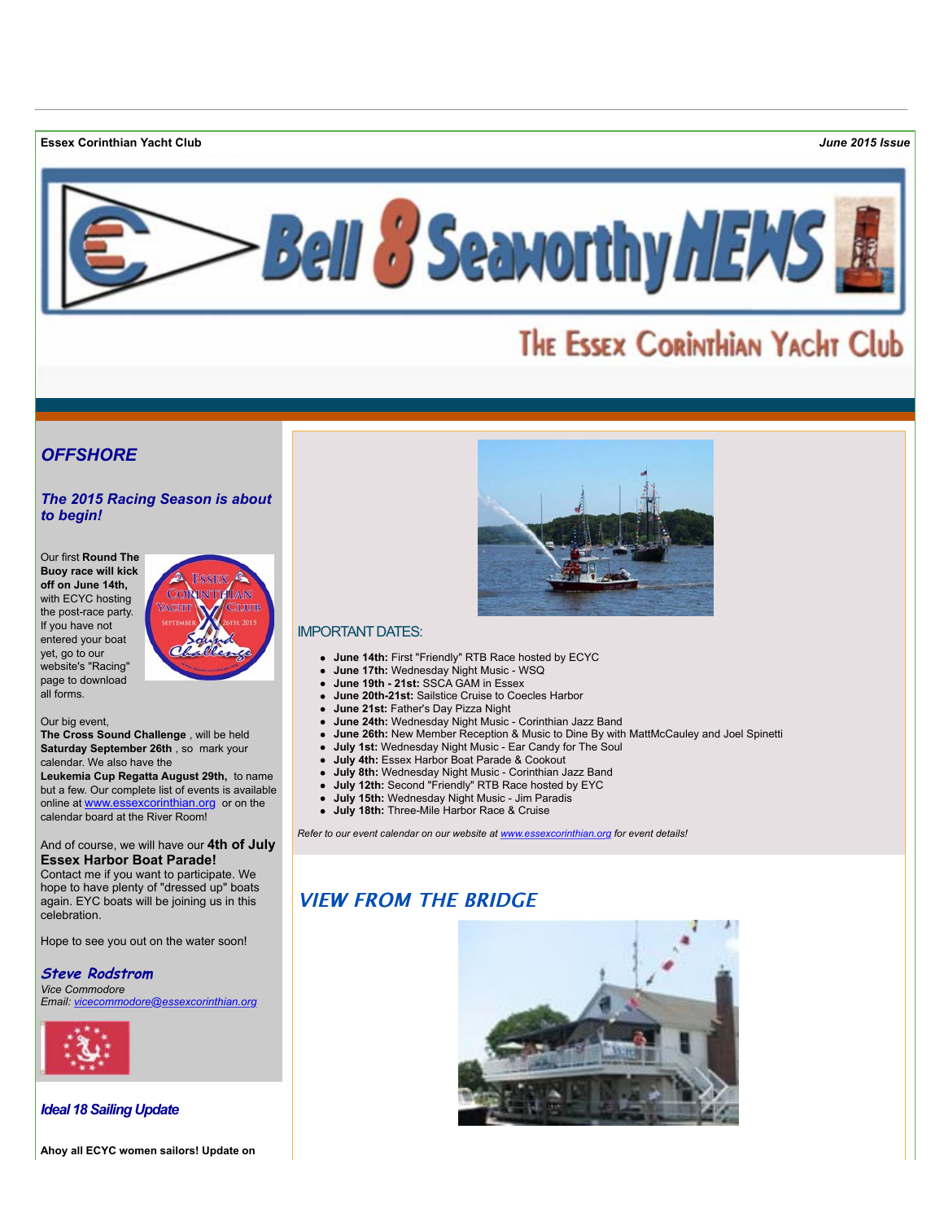**Essex Corinthian Yacht Club** *June 2015 Issue*

# Bell 8 Seaworthy NEWS

The Essex Corinthian Yacht Club

## *OFFSHORE*

### *The 2015 Racing Season is about to begin!*

Our first **Round The Buoy race will kick off on June 14th,** with ECYC hosting the post-race party. If you have not entered your boat yet, go to our website's "Racing" page to download all forms.

Our big event, **The Cross Sound Challenge** , will be held **Saturday September 26th** , so mark your calendar. We also have the **Leukemia Cup Regatta August 29th,** to name but a few. Our complete list of events is available online at www.essexcorinthian.org or on the calendar board at the River Room!

And of course, we will have our **4th of July Essex Harbor Boat Parade!** Contact me if you want to participate. We hope to have plenty of "dressed up" boats again. EYC boats will be joining us in this celebration.

Hope to see you out on the water soon!

***Steve Rodstrom***
*Vice Commodore*
*Email: vicecommodore@essexcorinthian.org*

### *Ideal 18 Sailing Update*

**Ahoy all ECYC women sailors! Update on**

IMPORTANT DATES:

- **June 14th:** First "Friendly" RTB Race hosted by ECYC
- **June 17th:** Wednesday Night Music - WSQ
- **June 19th - 21st:** SSCA GAM in Essex
- **June 20th-21st:** Sailstice Cruise to Coecles Harbor
- **June 21st:** Father's Day Pizza Night
- **June 24th:** Wednesday Night Music - Corinthian Jazz Band
- **June 26th:** New Member Reception & Music to Dine By with MattMcCauley and Joel Spinetti
- **July 1st:** Wednesday Night Music - Ear Candy for The Soul
- **July 4th:** Essex Harbor Boat Parade & Cookout
- **July 8th:** Wednesday Night Music - Corinthian Jazz Band
- **July 12th:** Second "Friendly" RTB Race hosted by EYC
- **July 15th:** Wednesday Night Music - Jim Paradis
- **July 18th:** Three-Mile Harbor Race & Cruise

*Refer to our event calendar on our website at www.essexcorinthian.org for event details!*

## *VIEW FROM THE BRIDGE*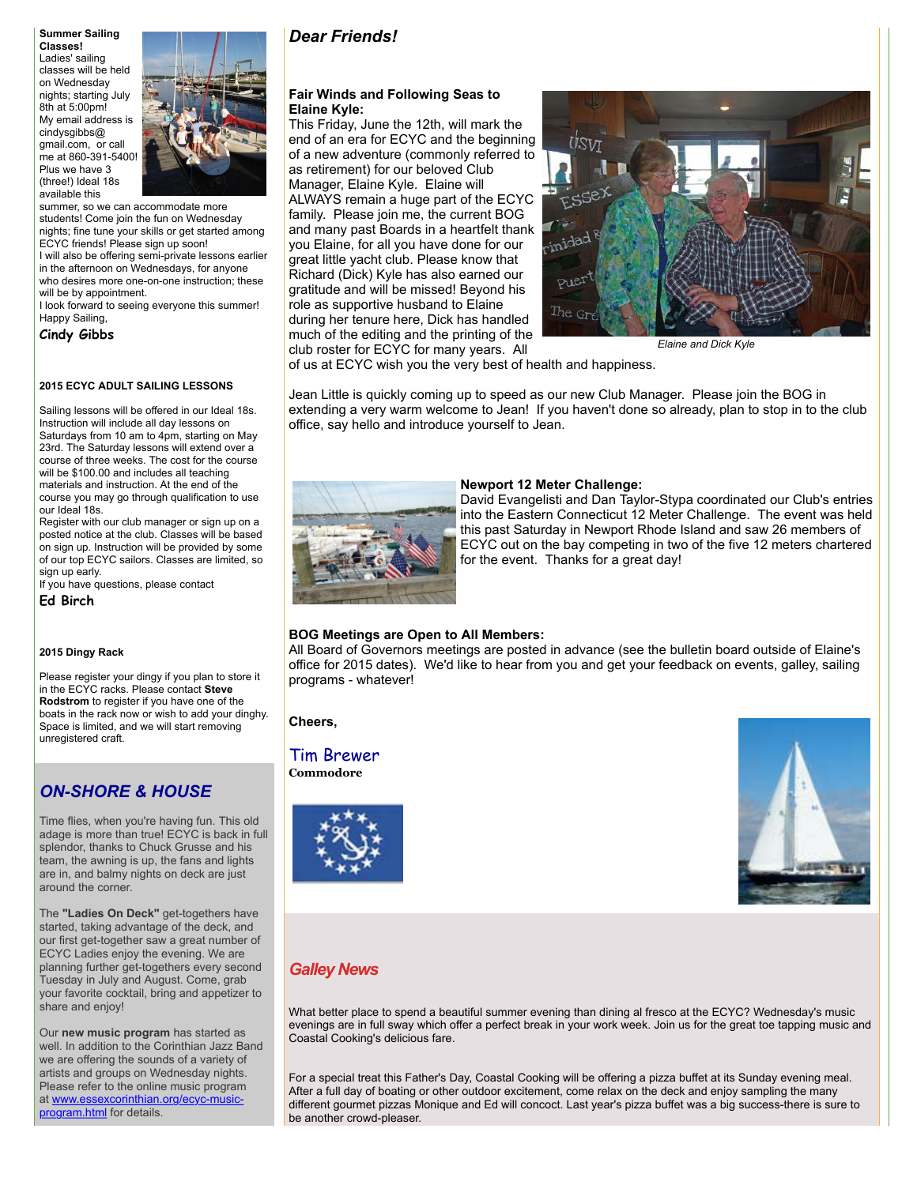**Summer Sailing Classes!**

Ladies' sailing classes will be held on Wednesday nights; starting July 8th at 5:00pm! My email address is cindysgibbs@gmail.com, or call me at 860-391-5400! Plus we have 3 (three!) Ideal 18s available this summer, so we can accommodate more students! Come join the fun on Wednesday nights; fine tune your skills or get started among ECYC friends! Please sign up soon!

I will also be offering semi-private lessons earlier in the afternoon on Wednesdays, for anyone who desires more one-on-one instruction; these will be by appointment.

I look forward to seeing everyone this summer!

Happy Sailing,

Cindy Gibbs

**2015 ECYC ADULT SAILING LESSONS**

Sailing lessons will be offered in our Ideal 18s. Instruction will include all day lessons on Saturdays from 10 am to 4pm, starting on May 23rd. The Saturday lessons will extend over a course of three weeks. The cost for the course will be $100.00 and includes all teaching materials and instruction. At the end of the course you may go through qualification to use our Ideal 18s.

Register with our club manager or sign up on a posted notice at the club. Classes will be based on sign up. Instruction will be provided by some of our top ECYC sailors. Classes are limited, so sign up early.

If you have questions, please contact

Ed Birch

**2015 Dingy Rack**

Please register your dingy if you plan to store it in the ECYC racks. Please contact **Steve Rodstrom** to register if you have one of the boats in the rack now or wish to add your dinghy. Space is limited, and we will start removing unregistered craft.

## *ON-SHORE & HOUSE*

Time flies, when you're having fun. This old adage is more than true! ECYC is back in full splendor, thanks to Chuck Grusse and his team, the awning is up, the fans and lights are in, and balmy nights on deck are just around the corner.

The **"Ladies On Deck"** get-togethers have started, taking advantage of the deck, and our first get-together saw a great number of ECYC Ladies enjoy the evening. We are planning further get-togethers every second Tuesday in July and August. Come, grab your favorite cocktail, bring and appetizer to share and enjoy!

Our **new music program** has started as well. In addition to the Corinthian Jazz Band we are offering the sounds of a variety of artists and groups on Wednesday nights. Please refer to the online music program at www.essexcorinthian.org/ecyc-music-program.html for details.

## *Dear Friends!*

**Fair Winds and Following Seas to Elaine Kyle:**

This Friday, June the 12th, will mark the end of an era for ECYC and the beginning of a new adventure (commonly referred to as retirement) for our beloved Club Manager, Elaine Kyle. Elaine will ALWAYS remain a huge part of the ECYC family. Please join me, the current BOG and many past Boards in a heartfelt thank you Elaine, for all you have done for our great little yacht club. Please know that Richard (Dick) Kyle has also earned our gratitude and will be missed! Beyond his role as supportive husband to Elaine during her tenure here, Dick has handled much of the editing and the printing of the club roster for ECYC for many years. All of us at ECYC wish you the very best of health and happiness.

*Elaine and Dick Kyle*

Jean Little is quickly coming up to speed as our new Club Manager. Please join the BOG in extending a very warm welcome to Jean! If you haven't done so already, plan to stop in to the club office, say hello and introduce yourself to Jean.

**Newport 12 Meter Challenge:**

David Evangelisti and Dan Taylor-Stypa coordinated our Club's entries into the Eastern Connecticut 12 Meter Challenge. The event was held this past Saturday in Newport Rhode Island and saw 26 members of ECYC out on the bay competing in two of the five 12 meters chartered for the event. Thanks for a great day!

**BOG Meetings are Open to All Members:**

All Board of Governors meetings are posted in advance (see the bulletin board outside of Elaine's office for 2015 dates). We'd like to hear from you and get your feedback on events, galley, sailing programs - whatever!

**Cheers,**

Tim Brewer

**Commodore**

## *Galley News*

What better place to spend a beautiful summer evening than dining al fresco at the ECYC? Wednesday's music evenings are in full sway which offer a perfect break in your work week. Join us for the great toe tapping music and Coastal Cooking's delicious fare.

For a special treat this Father's Day, Coastal Cooking will be offering a pizza buffet at its Sunday evening meal. After a full day of boating or other outdoor excitement, come relax on the deck and enjoy sampling the many different gourmet pizzas Monique and Ed will concoct. Last year's pizza buffet was a big success-there is sure to be another crowd-pleaser.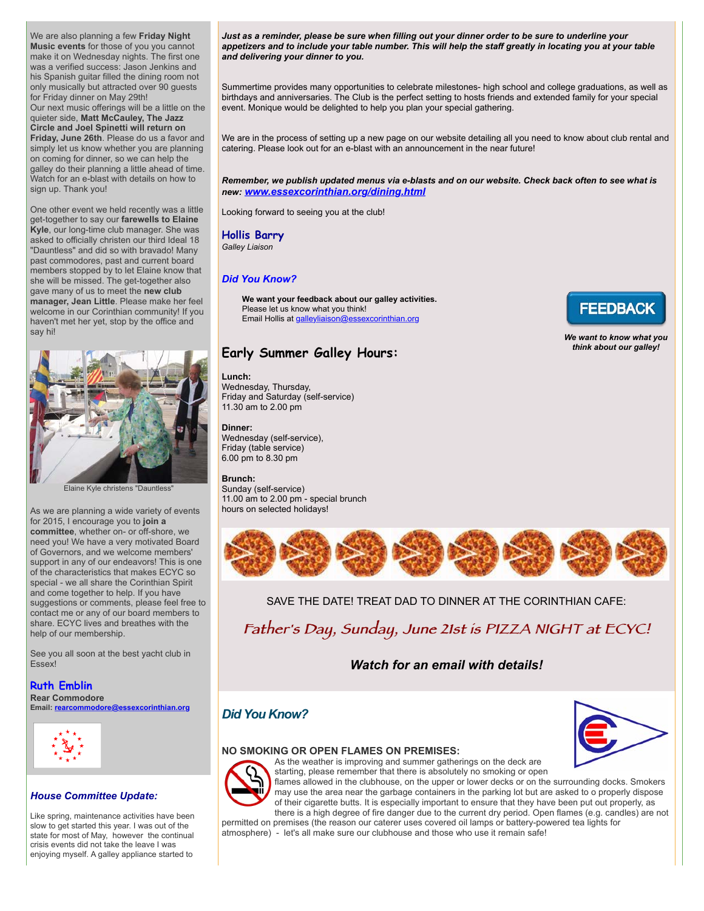We are also planning a few **Friday Night Music events** for those of you you cannot make it on Wednesday nights. The first one was a verified success: Jason Jenkins and his Spanish guitar filled the dining room not only musically but attracted over 90 guests for Friday dinner on May 29th!
Our next music offerings will be a little on the quieter side, **Matt McCauley, The Jazz Circle and Joel Spinetti will return on Friday, June 26th**. Please do us a favor and simply let us know whether you are planning on coming for dinner, so we can help the galley do their planning a little ahead of time. Watch for an e-blast with details on how to sign up. Thank you!

One other event we held recently was a little get-together to say our **farewells to Elaine Kyle**, our long-time club manager. She was asked to officially christen our third Ideal 18 "Dauntless" and did so with bravado! Many past commodores, past and current board members stopped by to let Elaine know that she will be missed. The get-together also gave many of us to meet the **new club manager, Jean Little**. Please make her feel welcome in our Corinthian community! If you haven't met her yet, stop by the office and say hi!

Elaine Kyle christens "Dauntless"

As we are planning a wide variety of events for 2015, I encourage you to **join a committee**, whether on- or off-shore, we need you! We have a very motivated Board of Governors, and we welcome members' support in any of our endeavors! This is one of the characteristics that makes ECYC so special - we all share the Corinthian Spirit and come together to help. If you have suggestions or comments, please feel free to contact me or any of our board members to share. ECYC lives and breathes with the help of our membership.

See you all soon at the best yacht club in Essex!

**Ruth Emblin**
**Rear Commodore**
**Email: rearcommodore@essexcorinthian.org**

### *House Committee Update:*

Like spring, maintenance activities have been slow to get started this year. I was out of the state for most of May, however the continual crisis events did not take the leave I was enjoying myself. A galley appliance started to

***Just as a reminder, please be sure when filling out your dinner order to be sure to underline your appetizers and to include your table number. This will help the staff greatly in locating you at your table and delivering your dinner to you.***

Summertime provides many opportunities to celebrate milestones- high school and college graduations, as well as birthdays and anniversaries. The Club is the perfect setting to hosts friends and extended family for your special event. Monique would be delighted to help you plan your special gathering.

We are in the process of setting up a new page on our website detailing all you need to know about club rental and catering. Please look out for an e-blast with an announcement in the near future!

***Remember, we publish updated menus via e-blasts and on our website. Check back often to see what is new: www.essexcorinthian.org/dining.html***

Looking forward to seeing you at the club!

**Hollis Barry**
*Galley Liaison*

### *Did You Know?*

**We want your feedback about our galley activities.**
Please let us know what you think!
Email Hollis at galleyliaison@essexcorinthian.org

FEEDBACK

***We want to know what you think about our galley!***

## Early Summer Galley Hours:

**Lunch:**
Wednesday, Thursday,
Friday and Saturday (self-service)
11.30 am to 2.00 pm

**Dinner:**
Wednesday (self-service),
Friday (table service)
6.00 pm to 8.30 pm

**Brunch:**
Sunday (self-service)
11.00 am to 2.00 pm - special brunch hours on selected holidays!

SAVE THE DATE! TREAT DAD TO DINNER AT THE CORINTHIAN CAFE:

*Father's Day, Sunday, June 21st is PIZZA NIGHT at ECYC!*

***Watch for an email with details!***

### *Did You Know?*

**NO SMOKING OR OPEN FLAMES ON PREMISES:**

As the weather is improving and summer gatherings on the deck are starting, please remember that there is absolutely no smoking or open flames allowed in the clubhouse, on the upper or lower decks or on the surrounding docks. Smokers may use the area near the garbage containers in the parking lot but are asked to o properly dispose of their cigarette butts. It is especially important to ensure that they have been put out properly, as there is a high degree of fire danger due to the current dry period. Open flames (e.g. candles) are not permitted on premises (the reason our caterer uses covered oil lamps or battery-powered tea lights for atmosphere) - let's all make sure our clubhouse and those who use it remain safe!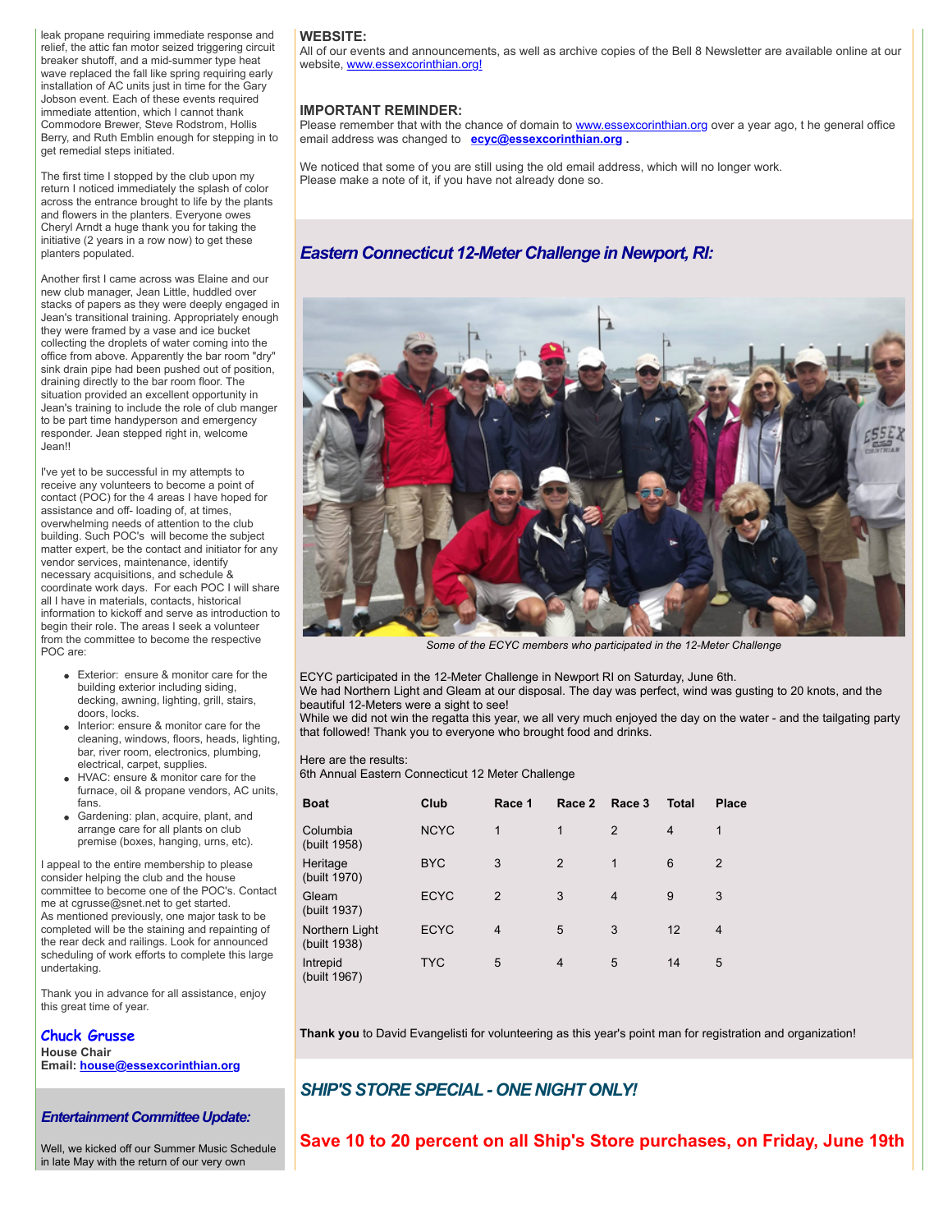leak propane requiring immediate response and relief, the attic fan motor seized triggering circuit breaker shutoff, and a mid-summer type heat wave replaced the fall like spring requiring early installation of AC units just in time for the Gary Jobson event. Each of these events required immediate attention, which I cannot thank Commodore Brewer, Steve Rodstrom, Hollis Berry, and Ruth Emblin enough for stepping in to get remedial steps initiated.

The first time I stopped by the club upon my return I noticed immediately the splash of color across the entrance brought to life by the plants and flowers in the planters. Everyone owes Cheryl Arndt a huge thank you for taking the initiative (2 years in a row now) to get these planters populated.

Another first I came across was Elaine and our new club manager, Jean Little, huddled over stacks of papers as they were deeply engaged in Jean's transitional training. Appropriately enough they were framed by a vase and ice bucket collecting the droplets of water coming into the office from above. Apparently the bar room "dry" sink drain pipe had been pushed out of position, draining directly to the bar room floor. The situation provided an excellent opportunity in Jean's training to include the role of club manger to be part time handyperson and emergency responder. Jean stepped right in, welcome Jean!!

I've yet to be successful in my attempts to receive any volunteers to become a point of contact (POC) for the 4 areas I have hoped for assistance and off- loading of, at times, overwhelming needs of attention to the club building. Such POC's will become the subject matter expert, be the contact and initiator for any vendor services, maintenance, identify necessary acquisitions, and schedule & coordinate work days. For each POC I will share all I have in materials, contacts, historical information to kickoff and serve as introduction to begin their role. The areas I seek a volunteer from the committee to become the respective POC are:

- Exterior: ensure & monitor care for the building exterior including siding, decking, awning, lighting, grill, stairs, doors, locks.
- Interior: ensure & monitor care for the cleaning, windows, floors, heads, lighting, bar, river room, electronics, plumbing, electrical, carpet, supplies.
- HVAC: ensure & monitor care for the furnace, oil & propane vendors, AC units, fans.
- Gardening: plan, acquire, plant, and arrange care for all plants on club premise (boxes, hanging, urns, etc).

I appeal to the entire membership to please consider helping the club and the house committee to become one of the POC's. Contact me at cgrusse@snet.net to get started.
As mentioned previously, one major task to be completed will be the staining and repainting of the rear deck and railings. Look for announced scheduling of work efforts to complete this large undertaking.

Thank you in advance for all assistance, enjoy this great time of year.

**Chuck Grusse**
**House Chair**
**Email: house@essexcorinthian.org**

### *Entertainment Committee Update:*

Well, we kicked off our Summer Music Schedule in late May with the return of our very own

**WEBSITE:**
All of our events and announcements, as well as archive copies of the Bell 8 Newsletter are available online at our website, www.essexcorinthian.org!

**IMPORTANT REMINDER:**
Please remember that with the chance of domain to www.essexcorinthian.org over a year ago, t he general office email address was changed to **ecyc@essexcorinthian.org** .

We noticed that some of you are still using the old email address, which will no longer work.
Please make a note of it, if you have not already done so.

## *Eastern Connecticut 12-Meter Challenge in Newport, RI:*

*Some of the ECYC members who participated in the 12-Meter Challenge*

ECYC participated in the 12-Meter Challenge in Newport RI on Saturday, June 6th.
We had Northern Light and Gleam at our disposal. The day was perfect, wind was gusting to 20 knots, and the beautiful 12-Meters were a sight to see!
While we did not win the regatta this year, we all very much enjoyed the day on the water - and the tailgating party that followed! Thank you to everyone who brought food and drinks.

Here are the results:
6th Annual Eastern Connecticut 12 Meter Challenge

| Boat | Club | Race 1 | Race 2 | Race 3 | Total | Place |
|---|---|---|---|---|---|---|
| Columbia (built 1958) | NCYC | 1 | 1 | 2 | 4 | 1 |
| Heritage (built 1970) | BYC | 3 | 2 | 1 | 6 | 2 |
| Gleam (built 1937) | ECYC | 2 | 3 | 4 | 9 | 3 |
| Northern Light (built 1938) | ECYC | 4 | 5 | 3 | 12 | 4 |
| Intrepid (built 1967) | TYC | 5 | 4 | 5 | 14 | 5 |

**Thank you** to David Evangelisti for volunteering as this year's point man for registration and organization!

## *SHIP'S STORE SPECIAL - ONE NIGHT ONLY!*

## Save 10 to 20 percent on all Ship's Store purchases, on Friday, June 19th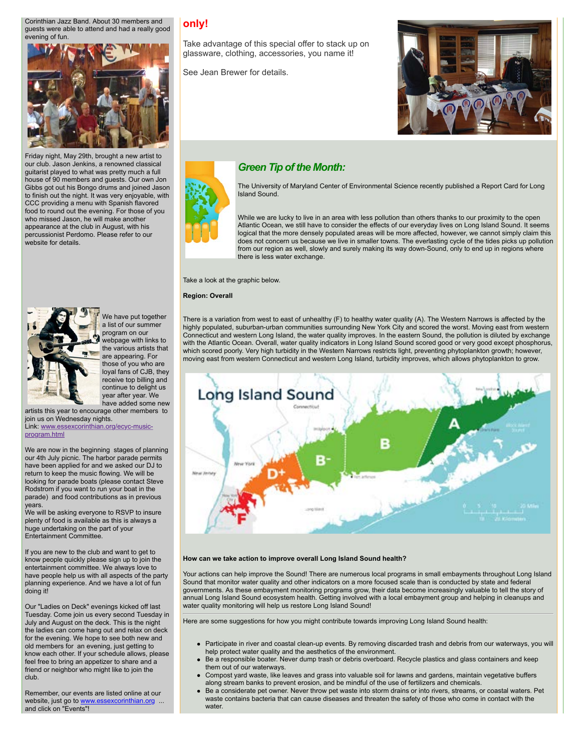Corinthian Jazz Band. About 30 members and guests were able to attend and had a really good evening of fun.

Friday night, May 29th, brought a new artist to our club. Jason Jenkins, a renowned classical guitarist played to what was pretty much a full house of 90 members and guests. Our own Jon Gibbs got out his Bongo drums and joined Jason to finish out the night. It was very enjoyable, with CCC providing a menu with Spanish flavored food to round out the evening. For those of you who missed Jason, he will make another appearance at the club in August, with his percussionist Perdomo. Please refer to our website for details.

We have put together a list of our summer program on our webpage with links to the various artists that are appearing. For those of you who are loyal fans of CJB, they receive top billing and continue to delight us year after year. We have added some new artists this year to encourage other members to join us on Wednesday nights.
Link: [www.essexcorinthian.org/ecyc-music-program.html](www.essexcorinthian.org/ecyc-music-program.html)

We are now in the beginning stages of planning our 4th July picnic. The harbor parade permits have been applied for and we asked our DJ to return to keep the music flowing. We will be looking for parade boats (please contact Steve Rodstrom if you want to run your boat in the parade) and food contributions as in previous years.
We will be asking everyone to RSVP to insure plenty of food is available as this is always a huge undertaking on the part of your Entertainment Committee.

If you are new to the club and want to get to know people quickly please sign up to join the entertainment committee. We always love to have people help us with all aspects of the party planning experience. And we have a lot of fun doing it!

Our "Ladies on Deck" evenings kicked off last Tuesday. Come join us every second Tuesday in July and August on the deck. This is the night the ladies can come hang out and relax on deck for the evening. We hope to see both new and old members for an evening, just getting to know each other. If your schedule allows, please feel free to bring an appetizer to share and a friend or neighbor who might like to join the club.

Remember, our events are listed online at our website, just go to [www.essexcorinthian.org](www.essexcorinthian.org) ... and click on "Events"!

**only!**

Take advantage of this special offer to stack up on glassware, clothing, accessories, you name it!

See Jean Brewer for details.

## *Green Tip of the Month:*

The University of Maryland Center of Environmental Science recently published a Report Card for Long Island Sound.

While we are lucky to live in an area with less pollution than others thanks to our proximity to the open Atlantic Ocean, we still have to consider the effects of our everyday lives on Long Island Sound. It seems logical that the more densely populated areas will be more affected, however, we cannot simply claim this does not concern us because we live in smaller towns. The everlasting cycle of the tides picks up pollution from our region as well, slowly and surely making its way down-Sound, only to end up in regions where there is less water exchange.

Take a look at the graphic below.

**Region: Overall**

There is a variation from west to east of unhealthy (F) to healthy water quality (A). The Western Narrows is affected by the highly populated, suburban-urban communities surrounding New York City and scored the worst. Moving east from western Connecticut and western Long Island, the water quality improves. In the eastern Sound, the pollution is diluted by exchange with the Atlantic Ocean. Overall, water quality indicators in Long Island Sound scored good or very good except phosphorus, which scored poorly. Very high turbidity in the Western Narrows restricts light, preventing phytoplankton growth; however, moving east from western Connecticut and western Long Island, turbidity improves, which allows phytoplankton to grow.

**How can we take action to improve overall Long Island Sound health?**

Your actions can help improve the Sound! There are numerous local programs in small embayments throughout Long Island Sound that monitor water quality and other indicators on a more focused scale than is conducted by state and federal governments. As these embayment monitoring programs grow, their data become increasingly valuable to tell the story of annual Long Island Sound ecosystem health. Getting involved with a local embayment group and helping in cleanups and water quality monitoring will help us restore Long Island Sound!

Here are some suggestions for how you might contribute towards improving Long Island Sound health:

- Participate in river and coastal clean-up events. By removing discarded trash and debris from our waterways, you will help protect water quality and the aesthetics of the environment.
- Be a responsible boater. Never dump trash or debris overboard. Recycle plastics and glass containers and keep them out of our waterways.
- Compost yard waste, like leaves and grass into valuable soil for lawns and gardens, maintain vegetative buffers along stream banks to prevent erosion, and be mindful of the use of fertilizers and chemicals.
- Be a considerate pet owner. Never throw pet waste into storm drains or into rivers, streams, or coastal waters. Pet waste contains bacteria that can cause diseases and threaten the safety of those who come in contact with the water.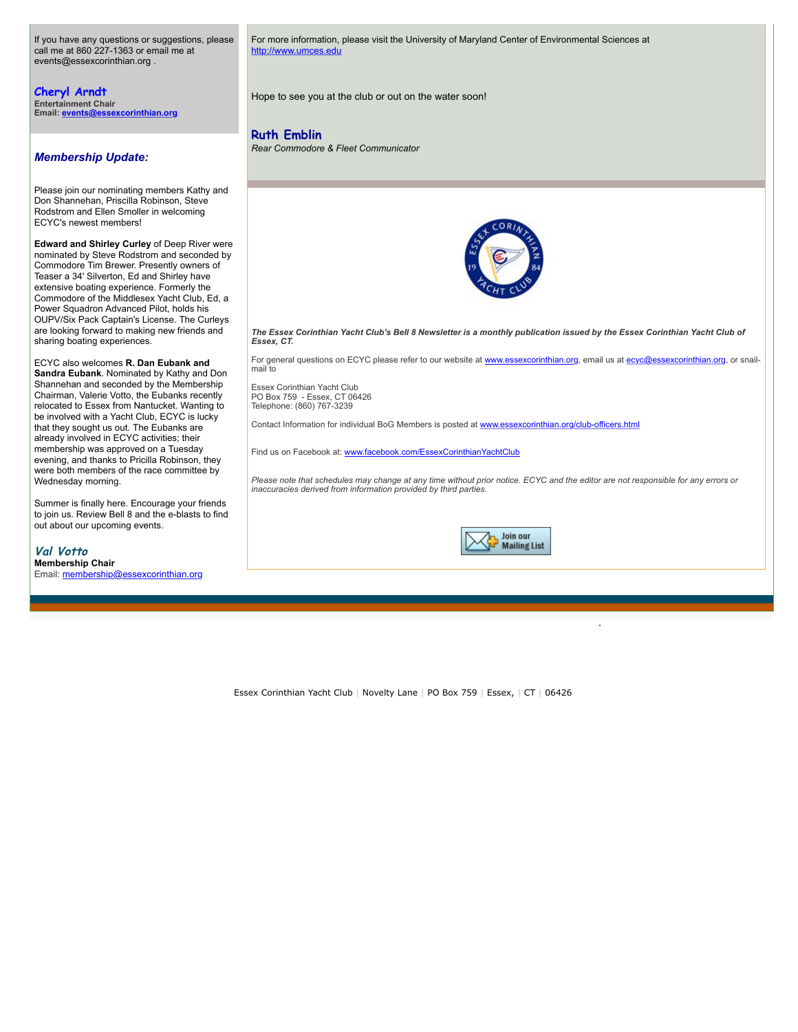If you have any questions or suggestions, please call me at 860 227-1363 or email me at events@essexcorinthian.org .

**Cheryl Arndt**
**Entertainment Chair**
**Email: events@essexcorinthian.org**

### *Membership Update:*

Please join our nominating members Kathy and Don Shannehan, Priscilla Robinson, Steve Rodstrom and Ellen Smoller in welcoming ECYC's newest members!

**Edward and Shirley Curley** of Deep River were nominated by Steve Rodstrom and seconded by Commodore Tim Brewer. Presently owners of Teaser a 34' Silverton, Ed and Shirley have extensive boating experience. Formerly the Commodore of the Middlesex Yacht Club, Ed, a Power Squadron Advanced Pilot, holds his OUPV/Six Pack Captain's License. The Curleys are looking forward to making new friends and sharing boating experiences.

ECYC also welcomes **R. Dan Eubank and Sandra Eubank**. Nominated by Kathy and Don Shannehan and seconded by the Membership Chairman, Valerie Votto, the Eubanks recently relocated to Essex from Nantucket. Wanting to be involved with a Yacht Club, ECYC is lucky that they sought us out. The Eubanks are already involved in ECYC activities; their membership was approved on a Tuesday evening, and thanks to Pricilla Robinson, they were both members of the race committee by Wednesday morning.

Summer is finally here. Encourage your friends to join us. Review Bell 8 and the e-blasts to find out about our upcoming events.

**Val Votto**
**Membership Chair**
Email: membership@essexcorinthian.org

For more information, please visit the University of Maryland Center of Environmental Sciences at http://www.umces.edu

Hope to see you at the club or out on the water soon!

**Ruth Emblin**
*Rear Commodore & Fleet Communicator*

***The Essex Corinthian Yacht Club's Bell 8 Newsletter is a monthly publication issued by the Essex Corinthian Yacht Club of Essex, CT.***

For general questions on ECYC please refer to our website at www.essexcorinthian.org, email us at ecyc@essexcorinthian.org, or snail-mail to

Essex Corinthian Yacht Club
PO Box 759 - Essex, CT 06426
Telephone: (860) 767-3239

Contact Information for individual BoG Members is posted at www.essexcorinthian.org/club-officers.html

Find us on Facebook at: www.facebook.com/EssexCorinthianYachtClub

*Please note that schedules may change at any time without prior notice. ECYC and the editor are not responsible for any errors or inaccuracies derived from information provided by third parties.*

Join our Mailing List

Essex Corinthian Yacht Club | Novelty Lane | PO Box 759 | Essex, | CT | 06426